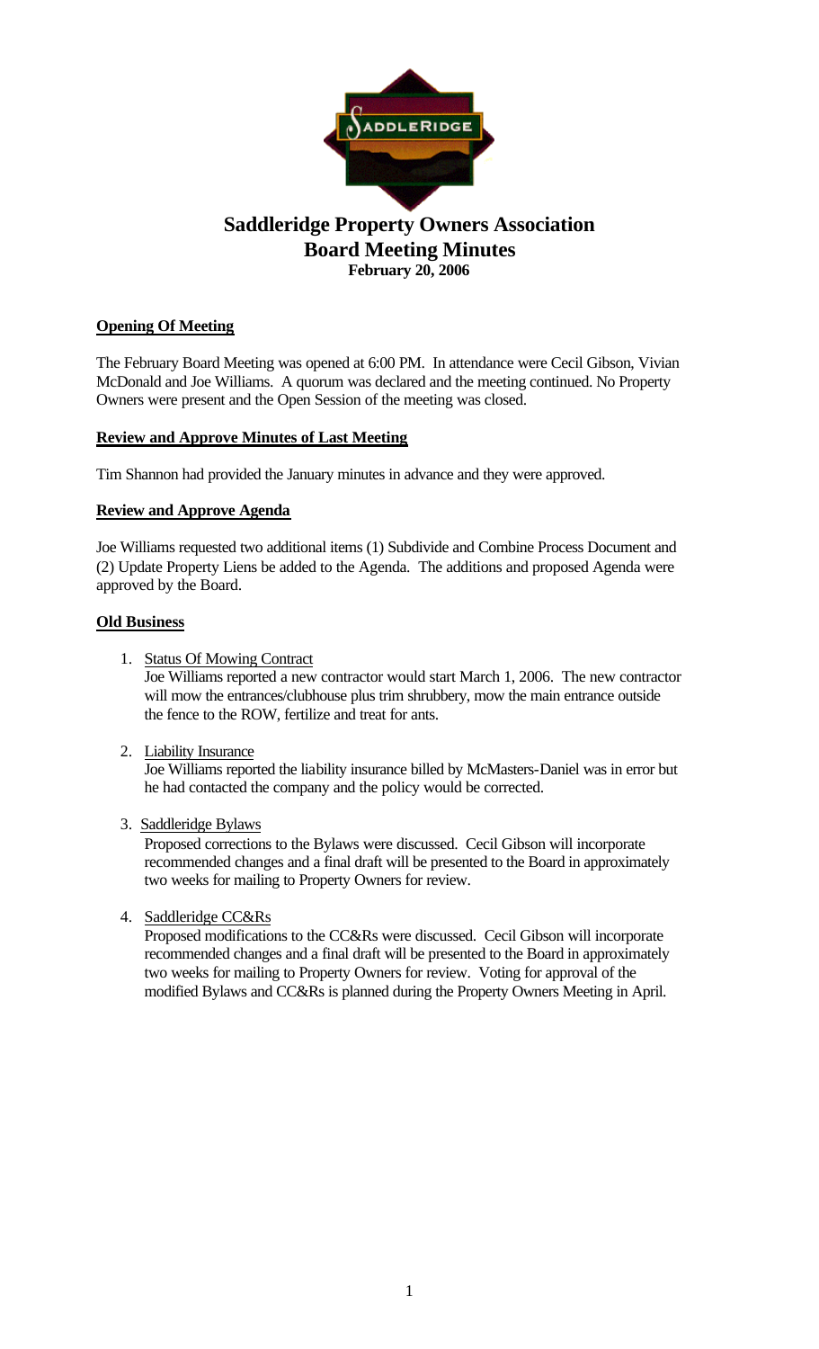# Saddleridge Property Owners Association
## Board Meeting Minutes
### February 20, 2006

**Opening Of Meeting**

The February Board Meeting was opened at 6:00 PM. In attendance were Cecil Gibson, Vivian McDonald and Joe Williams. A quorum was declared and the meeting continued. No Property Owners were present and the Open Session of the meeting was closed.

**Review and Approve Minutes of Last Meeting**

Tim Shannon had provided the January minutes in advance and they were approved.

**Review and Approve Agenda**

Joe Williams requested two additional items (1) Subdivide and Combine Process Document and (2) Update Property Liens be added to the Agenda. The additions and proposed Agenda were approved by the Board.

**Old Business**

1. Status Of Mowing Contract
   Joe Williams reported a new contractor would start March 1, 2006. The new contractor will mow the entrances/clubhouse plus trim shrubbery, mow the main entrance outside the fence to the ROW, fertilize and treat for ants.

2. Liability Insurance
   Joe Williams reported the liability insurance billed by McMasters-Daniel was in error but he had contacted the company and the policy would be corrected.

3. Saddleridge Bylaws
   Proposed corrections to the Bylaws were discussed. Cecil Gibson will incorporate recommended changes and a final draft will be presented to the Board in approximately two weeks for mailing to Property Owners for review.

4. Saddleridge CC&Rs
   Proposed modifications to the CC&Rs were discussed. Cecil Gibson will incorporate recommended changes and a final draft will be presented to the Board in approximately two weeks for mailing to Property Owners for review. Voting for approval of the modified Bylaws and CC&Rs is planned during the Property Owners Meeting in April.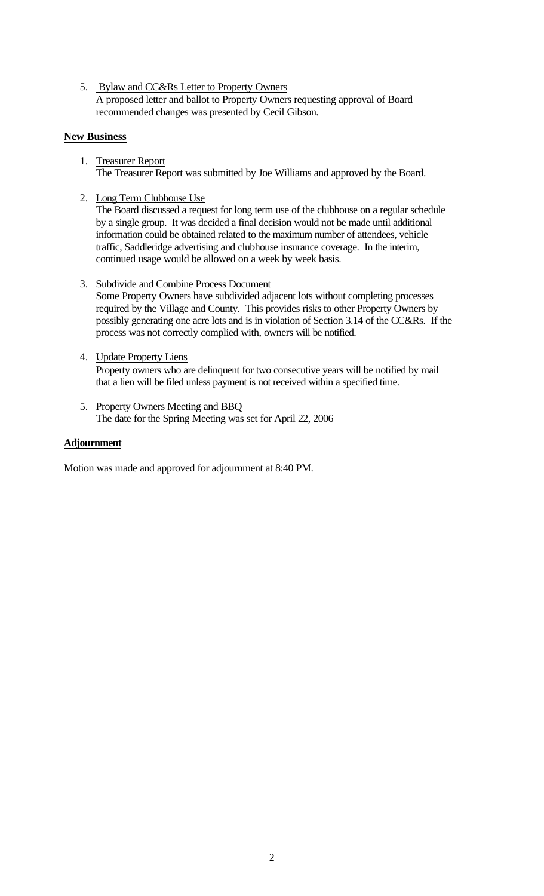5. Bylaw and CC&Rs Letter to Property Owners
   A proposed letter and ballot to Property Owners requesting approval of Board recommended changes was presented by Cecil Gibson.

**New Business**

1. Treasurer Report
   The Treasurer Report was submitted by Joe Williams and approved by the Board.

2. Long Term Clubhouse Use
   The Board discussed a request for long term use of the clubhouse on a regular schedule by a single group. It was decided a final decision would not be made until additional information could be obtained related to the maximum number of attendees, vehicle traffic, Saddleridge advertising and clubhouse insurance coverage. In the interim, continued usage would be allowed on a week by week basis.

3. Subdivide and Combine Process Document
   Some Property Owners have subdivided adjacent lots without completing processes required by the Village and County. This provides risks to other Property Owners by possibly generating one acre lots and is in violation of Section 3.14 of the CC&Rs. If the process was not correctly complied with, owners will be notified.

4. Update Property Liens
   Property owners who are delinquent for two consecutive years will be notified by mail that a lien will be filed unless payment is not received within a specified time.

5. Property Owners Meeting and BBQ
   The date for the Spring Meeting was set for April 22, 2006

**Adjournment**

Motion was made and approved for adjournment at 8:40 PM.